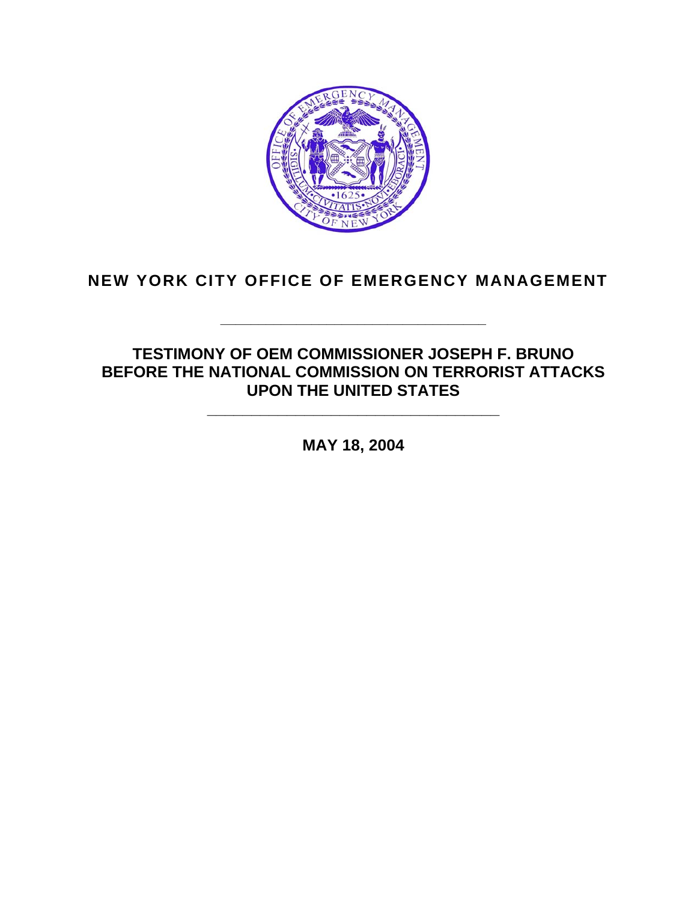# NEW YORK CITY OFFICE OF EMERGENCY MANAGEMENT

---

## TESTIMONY OF OEM COMMISSIONER JOSEPH F. BRUNO BEFORE THE NATIONAL COMMISSION ON TERRORIST ATTACKS UPON THE UNITED STATES

---

**MAY 18, 2004**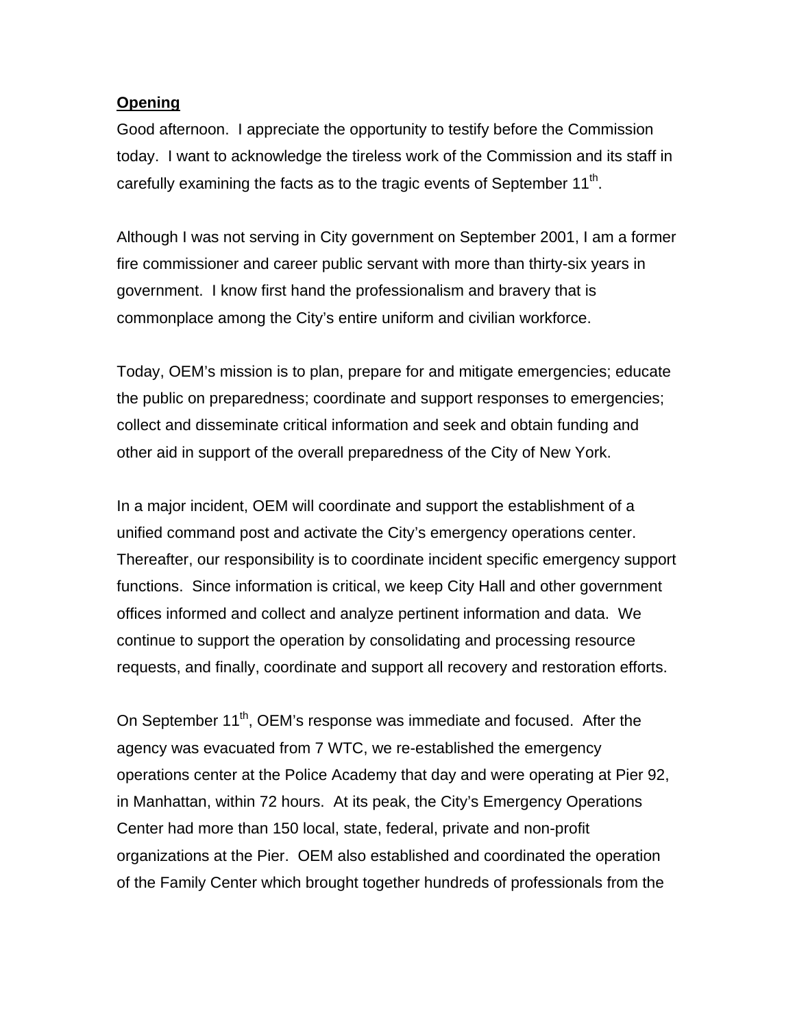**Opening**

Good afternoon. I appreciate the opportunity to testify before the Commission today. I want to acknowledge the tireless work of the Commission and its staff in carefully examining the facts as to the tragic events of September 11th.

Although I was not serving in City government on September 2001, I am a former fire commissioner and career public servant with more than thirty-six years in government. I know first hand the professionalism and bravery that is commonplace among the City's entire uniform and civilian workforce.

Today, OEM's mission is to plan, prepare for and mitigate emergencies; educate the public on preparedness; coordinate and support responses to emergencies; collect and disseminate critical information and seek and obtain funding and other aid in support of the overall preparedness of the City of New York.

In a major incident, OEM will coordinate and support the establishment of a unified command post and activate the City's emergency operations center. Thereafter, our responsibility is to coordinate incident specific emergency support functions. Since information is critical, we keep City Hall and other government offices informed and collect and analyze pertinent information and data. We continue to support the operation by consolidating and processing resource requests, and finally, coordinate and support all recovery and restoration efforts.

On September 11th, OEM's response was immediate and focused. After the agency was evacuated from 7 WTC, we re-established the emergency operations center at the Police Academy that day and were operating at Pier 92, in Manhattan, within 72 hours. At its peak, the City's Emergency Operations Center had more than 150 local, state, federal, private and non-profit organizations at the Pier. OEM also established and coordinated the operation of the Family Center which brought together hundreds of professionals from the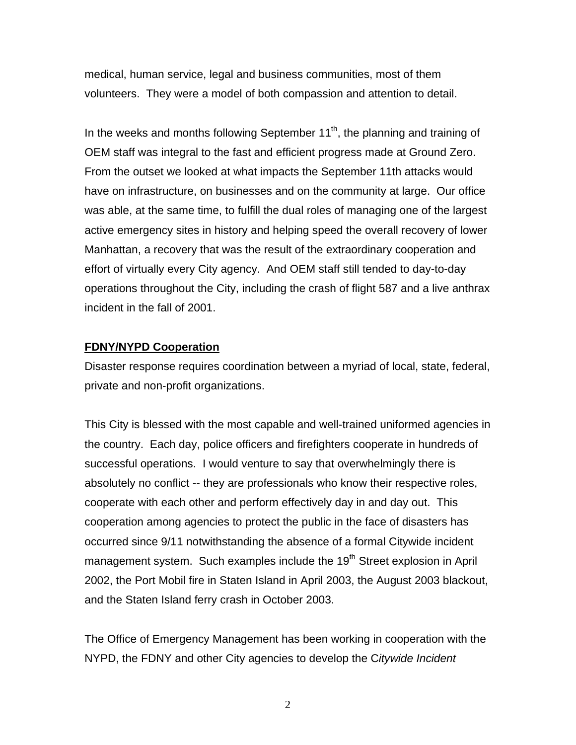medical, human service, legal and business communities, most of them volunteers. They were a model of both compassion and attention to detail.

In the weeks and months following September 11th, the planning and training of OEM staff was integral to the fast and efficient progress made at Ground Zero. From the outset we looked at what impacts the September 11th attacks would have on infrastructure, on businesses and on the community at large. Our office was able, at the same time, to fulfill the dual roles of managing one of the largest active emergency sites in history and helping speed the overall recovery of lower Manhattan, a recovery that was the result of the extraordinary cooperation and effort of virtually every City agency. And OEM staff still tended to day-to-day operations throughout the City, including the crash of flight 587 and a live anthrax incident in the fall of 2001.

**FDNY/NYPD Cooperation**

Disaster response requires coordination between a myriad of local, state, federal, private and non-profit organizations.

This City is blessed with the most capable and well-trained uniformed agencies in the country. Each day, police officers and firefighters cooperate in hundreds of successful operations. I would venture to say that overwhelmingly there is absolutely no conflict -- they are professionals who know their respective roles, cooperate with each other and perform effectively day in and day out. This cooperation among agencies to protect the public in the face of disasters has occurred since 9/11 notwithstanding the absence of a formal Citywide incident management system. Such examples include the 19th Street explosion in April 2002, the Port Mobil fire in Staten Island in April 2003, the August 2003 blackout, and the Staten Island ferry crash in October 2003.

The Office of Emergency Management has been working in cooperation with the NYPD, the FDNY and other City agencies to develop the C*itywide Incident*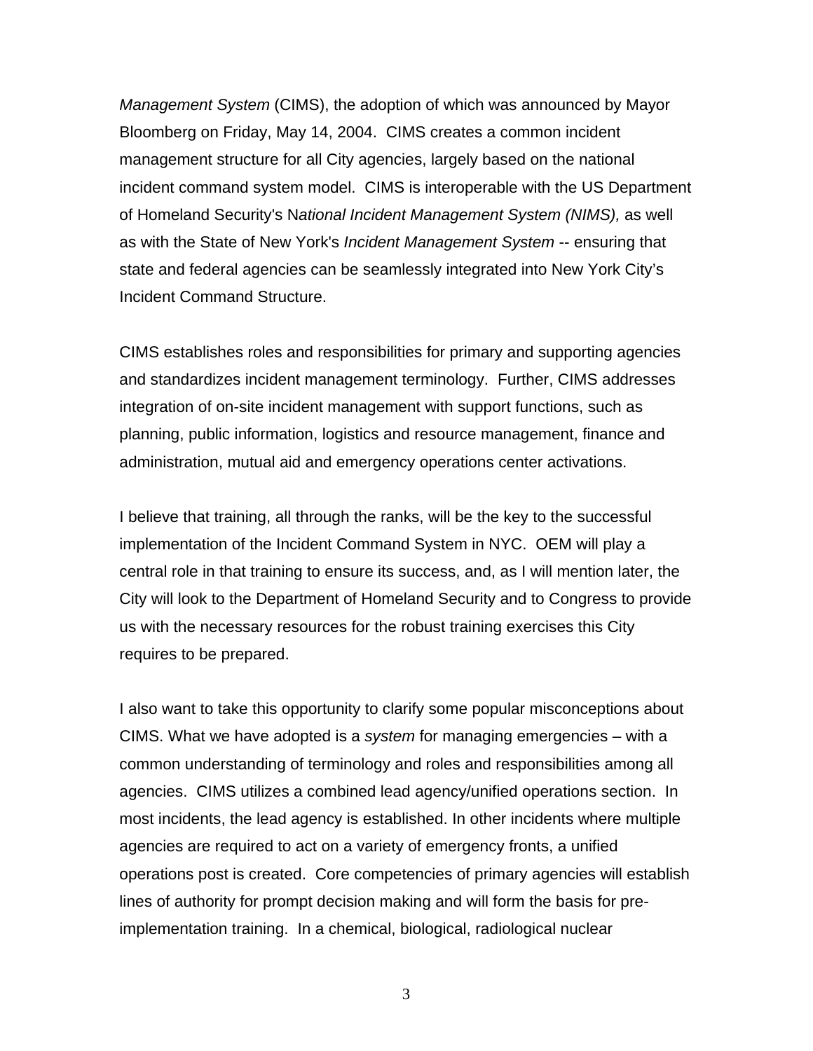*Management System* (CIMS), the adoption of which was announced by Mayor Bloomberg on Friday, May 14, 2004. CIMS creates a common incident management structure for all City agencies, largely based on the national incident command system model. CIMS is interoperable with the US Department of Homeland Security's N*ational Incident Management System (NIMS),* as well as with the State of New York's *Incident Management System* -- ensuring that state and federal agencies can be seamlessly integrated into New York City's Incident Command Structure.

CIMS establishes roles and responsibilities for primary and supporting agencies and standardizes incident management terminology. Further, CIMS addresses integration of on-site incident management with support functions, such as planning, public information, logistics and resource management, finance and administration, mutual aid and emergency operations center activations.

I believe that training, all through the ranks, will be the key to the successful implementation of the Incident Command System in NYC. OEM will play a central role in that training to ensure its success, and, as I will mention later, the City will look to the Department of Homeland Security and to Congress to provide us with the necessary resources for the robust training exercises this City requires to be prepared.

I also want to take this opportunity to clarify some popular misconceptions about CIMS. What we have adopted is a *system* for managing emergencies – with a common understanding of terminology and roles and responsibilities among all agencies. CIMS utilizes a combined lead agency/unified operations section. In most incidents, the lead agency is established. In other incidents where multiple agencies are required to act on a variety of emergency fronts, a unified operations post is created. Core competencies of primary agencies will establish lines of authority for prompt decision making and will form the basis for pre-implementation training. In a chemical, biological, radiological nuclear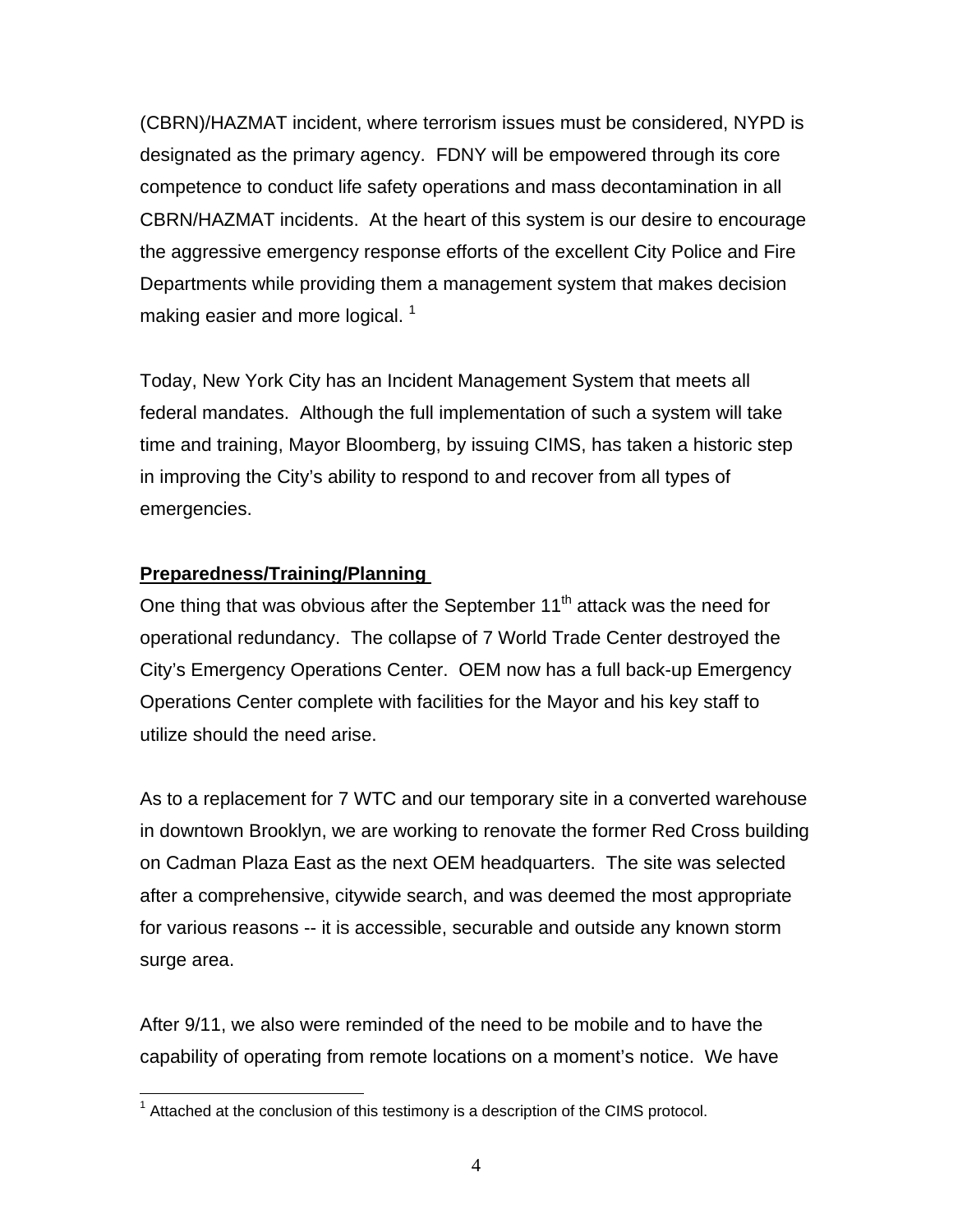(CBRN)/HAZMAT incident, where terrorism issues must be considered, NYPD is designated as the primary agency. FDNY will be empowered through its core competence to conduct life safety operations and mass decontamination in all CBRN/HAZMAT incidents. At the heart of this system is our desire to encourage the aggressive emergency response efforts of the excellent City Police and Fire Departments while providing them a management system that makes decision making easier and more logical. [1]

Today, New York City has an Incident Management System that meets all federal mandates. Although the full implementation of such a system will take time and training, Mayor Bloomberg, by issuing CIMS, has taken a historic step in improving the City's ability to respond to and recover from all types of emergencies.

**Preparedness/Training/Planning**

One thing that was obvious after the September 11th attack was the need for operational redundancy. The collapse of 7 World Trade Center destroyed the City's Emergency Operations Center. OEM now has a full back-up Emergency Operations Center complete with facilities for the Mayor and his key staff to utilize should the need arise.

As to a replacement for 7 WTC and our temporary site in a converted warehouse in downtown Brooklyn, we are working to renovate the former Red Cross building on Cadman Plaza East as the next OEM headquarters. The site was selected after a comprehensive, citywide search, and was deemed the most appropriate for various reasons -- it is accessible, securable and outside any known storm surge area.

After 9/11, we also were reminded of the need to be mobile and to have the capability of operating from remote locations on a moment's notice. We have

[1] Attached at the conclusion of this testimony is a description of the CIMS protocol.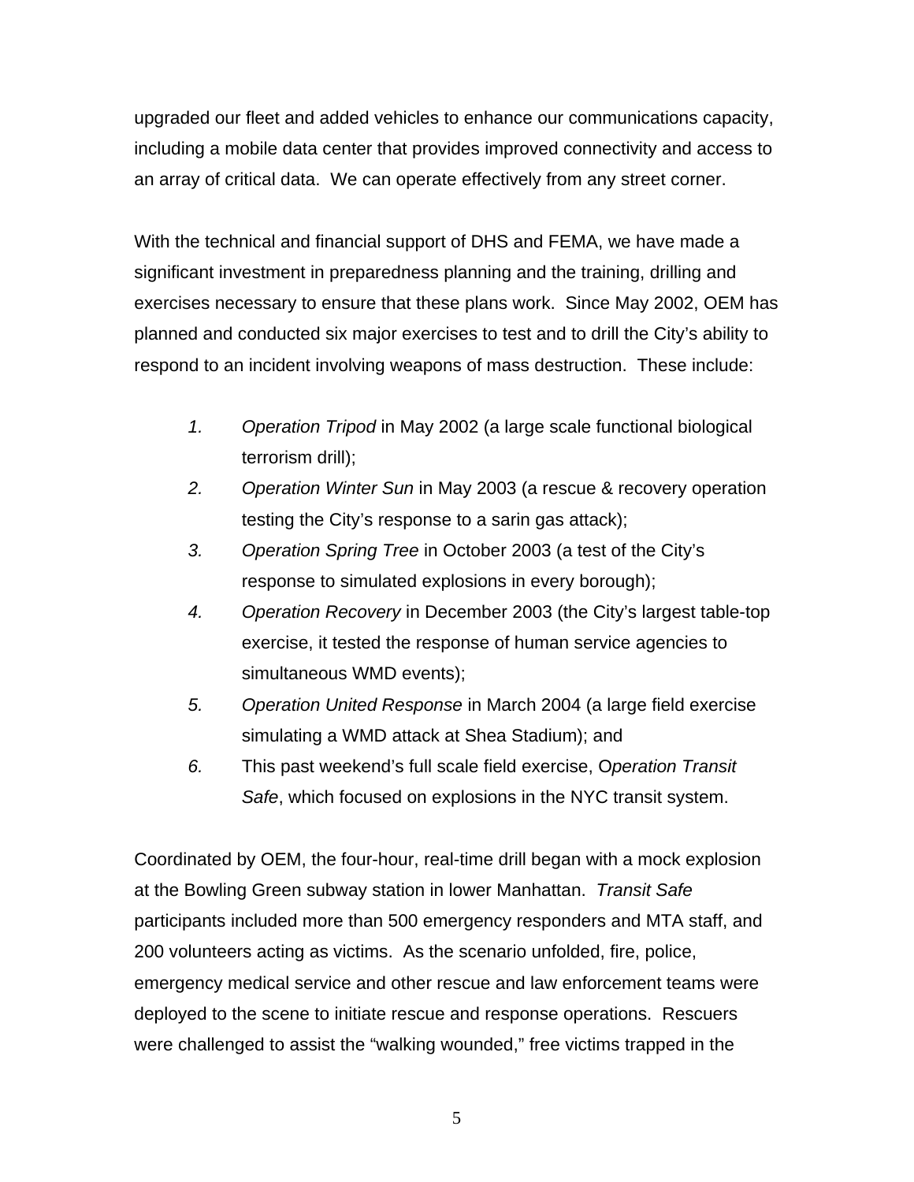upgraded our fleet and added vehicles to enhance our communications capacity, including a mobile data center that provides improved connectivity and access to an array of critical data. We can operate effectively from any street corner.

With the technical and financial support of DHS and FEMA, we have made a significant investment in preparedness planning and the training, drilling and exercises necessary to ensure that these plans work. Since May 2002, OEM has planned and conducted six major exercises to test and to drill the City's ability to respond to an incident involving weapons of mass destruction. These include:

1. *Operation Tripod* in May 2002 (a large scale functional biological terrorism drill);
2. *Operation Winter Sun* in May 2003 (a rescue & recovery operation testing the City's response to a sarin gas attack);
3. *Operation Spring Tree* in October 2003 (a test of the City's response to simulated explosions in every borough);
4. *Operation Recovery* in December 2003 (the City's largest table-top exercise, it tested the response of human service agencies to simultaneous WMD events);
5. *Operation United Response* in March 2004 (a large field exercise simulating a WMD attack at Shea Stadium); and
6. This past weekend's full scale field exercise, O*peration Transit Safe*, which focused on explosions in the NYC transit system.

Coordinated by OEM, the four-hour, real-time drill began with a mock explosion at the Bowling Green subway station in lower Manhattan. *Transit Safe* participants included more than 500 emergency responders and MTA staff, and 200 volunteers acting as victims. As the scenario unfolded, fire, police, emergency medical service and other rescue and law enforcement teams were deployed to the scene to initiate rescue and response operations. Rescuers were challenged to assist the "walking wounded," free victims trapped in the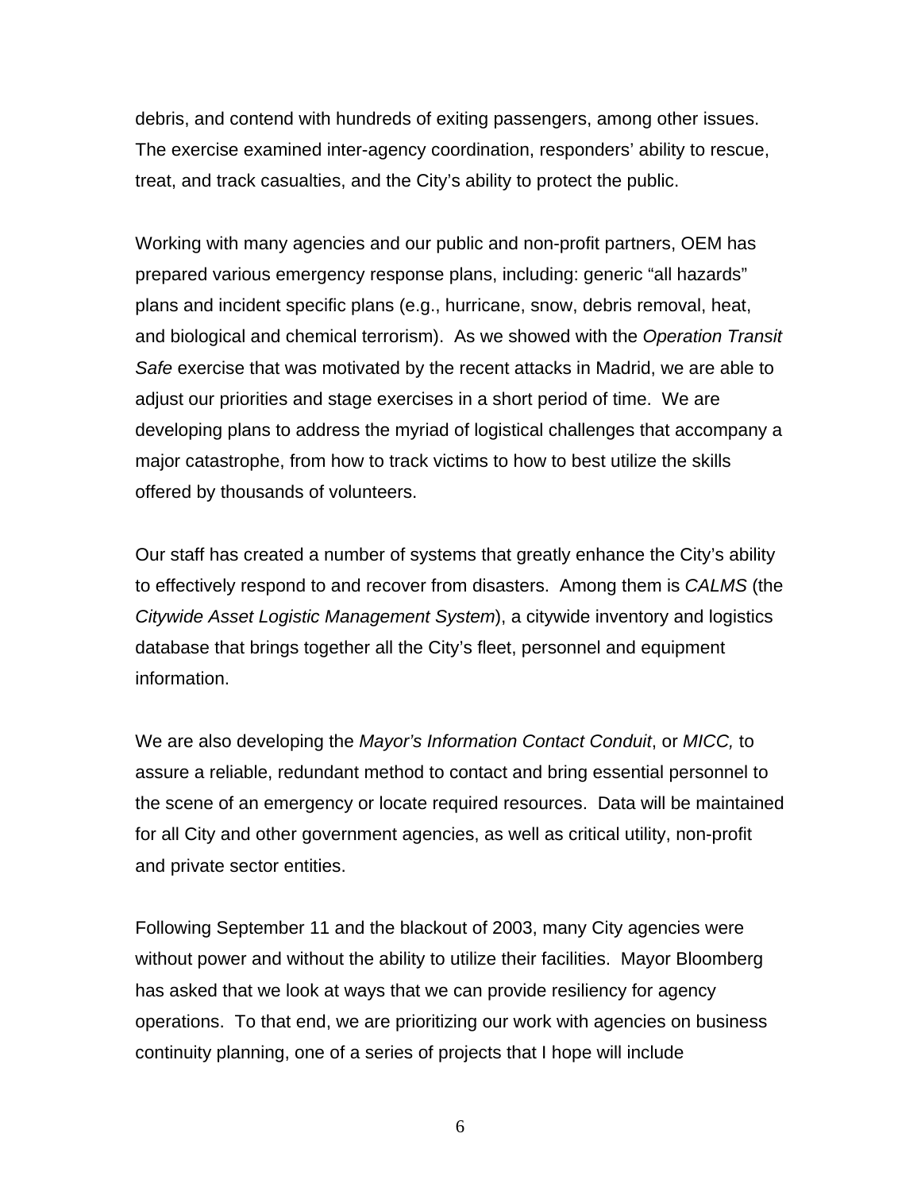debris, and contend with hundreds of exiting passengers, among other issues. The exercise examined inter-agency coordination, responders' ability to rescue, treat, and track casualties, and the City's ability to protect the public.

Working with many agencies and our public and non-profit partners, OEM has prepared various emergency response plans, including: generic "all hazards" plans and incident specific plans (e.g., hurricane, snow, debris removal, heat, and biological and chemical terrorism). As we showed with the *Operation Transit Safe* exercise that was motivated by the recent attacks in Madrid, we are able to adjust our priorities and stage exercises in a short period of time. We are developing plans to address the myriad of logistical challenges that accompany a major catastrophe, from how to track victims to how to best utilize the skills offered by thousands of volunteers.

Our staff has created a number of systems that greatly enhance the City's ability to effectively respond to and recover from disasters. Among them is *CALMS* (the *Citywide Asset Logistic Management System*), a citywide inventory and logistics database that brings together all the City's fleet, personnel and equipment information.

We are also developing the *Mayor's Information Contact Conduit*, or *MICC,* to assure a reliable, redundant method to contact and bring essential personnel to the scene of an emergency or locate required resources. Data will be maintained for all City and other government agencies, as well as critical utility, non-profit and private sector entities.

Following September 11 and the blackout of 2003, many City agencies were without power and without the ability to utilize their facilities. Mayor Bloomberg has asked that we look at ways that we can provide resiliency for agency operations. To that end, we are prioritizing our work with agencies on business continuity planning, one of a series of projects that I hope will include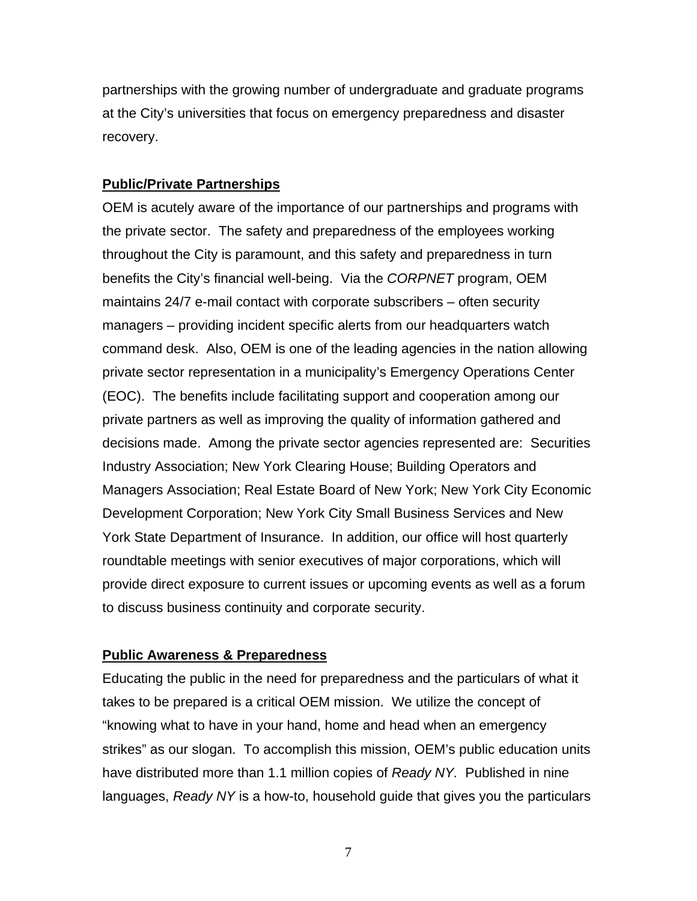partnerships with the growing number of undergraduate and graduate programs at the City's universities that focus on emergency preparedness and disaster recovery.

**Public/Private Partnerships**

OEM is acutely aware of the importance of our partnerships and programs with the private sector. The safety and preparedness of the employees working throughout the City is paramount, and this safety and preparedness in turn benefits the City's financial well-being. Via the *CORPNET* program, OEM maintains 24/7 e-mail contact with corporate subscribers – often security managers – providing incident specific alerts from our headquarters watch command desk. Also, OEM is one of the leading agencies in the nation allowing private sector representation in a municipality's Emergency Operations Center (EOC). The benefits include facilitating support and cooperation among our private partners as well as improving the quality of information gathered and decisions made. Among the private sector agencies represented are: Securities Industry Association; New York Clearing House; Building Operators and Managers Association; Real Estate Board of New York; New York City Economic Development Corporation; New York City Small Business Services and New York State Department of Insurance. In addition, our office will host quarterly roundtable meetings with senior executives of major corporations, which will provide direct exposure to current issues or upcoming events as well as a forum to discuss business continuity and corporate security.

**Public Awareness & Preparedness**

Educating the public in the need for preparedness and the particulars of what it takes to be prepared is a critical OEM mission. We utilize the concept of "knowing what to have in your hand, home and head when an emergency strikes" as our slogan. To accomplish this mission, OEM's public education units have distributed more than 1.1 million copies of *Ready NY.* Published in nine languages, *Ready NY* is a how-to, household guide that gives you the particulars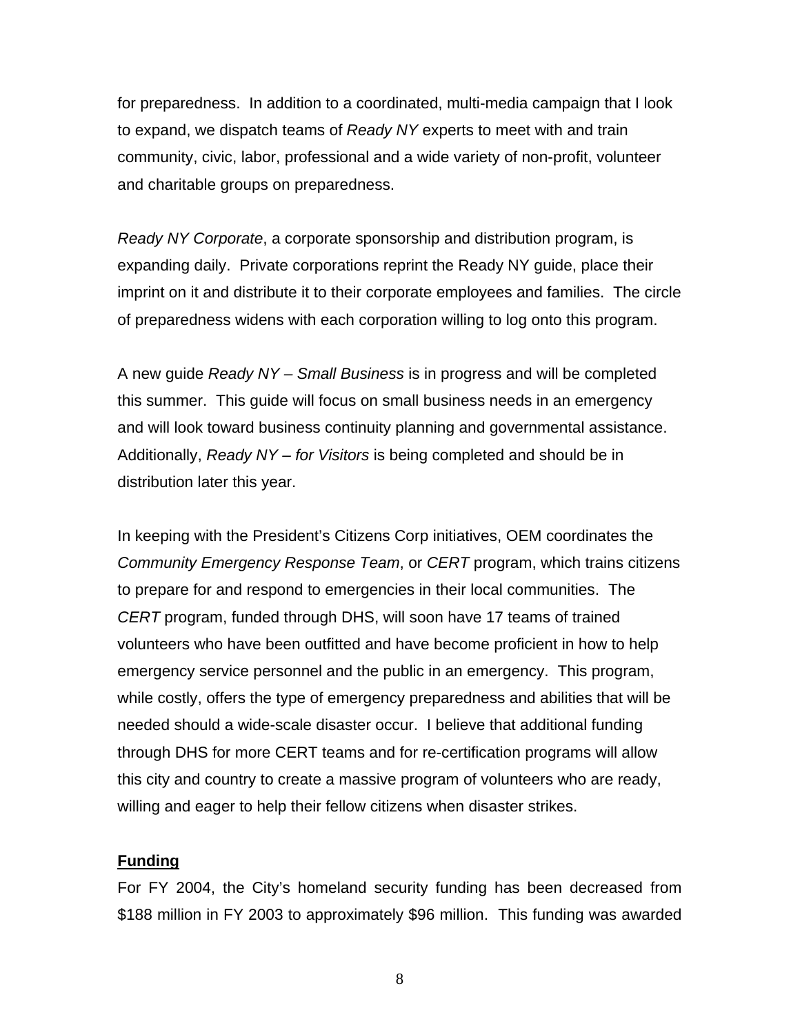for preparedness. In addition to a coordinated, multi-media campaign that I look to expand, we dispatch teams of *Ready NY* experts to meet with and train community, civic, labor, professional and a wide variety of non-profit, volunteer and charitable groups on preparedness.

*Ready NY Corporate*, a corporate sponsorship and distribution program, is expanding daily. Private corporations reprint the Ready NY guide, place their imprint on it and distribute it to their corporate employees and families. The circle of preparedness widens with each corporation willing to log onto this program.

A new guide *Ready NY – Small Business* is in progress and will be completed this summer. This guide will focus on small business needs in an emergency and will look toward business continuity planning and governmental assistance. Additionally, *Ready NY – for Visitors* is being completed and should be in distribution later this year.

In keeping with the President's Citizens Corp initiatives, OEM coordinates the *Community Emergency Response Team*, or *CERT* program, which trains citizens to prepare for and respond to emergencies in their local communities. The *CERT* program, funded through DHS, will soon have 17 teams of trained volunteers who have been outfitted and have become proficient in how to help emergency service personnel and the public in an emergency. This program, while costly, offers the type of emergency preparedness and abilities that will be needed should a wide-scale disaster occur. I believe that additional funding through DHS for more CERT teams and for re-certification programs will allow this city and country to create a massive program of volunteers who are ready, willing and eager to help their fellow citizens when disaster strikes.

**Funding**

For FY 2004, the City's homeland security funding has been decreased from $188 million in FY 2003 to approximately $96 million. This funding was awarded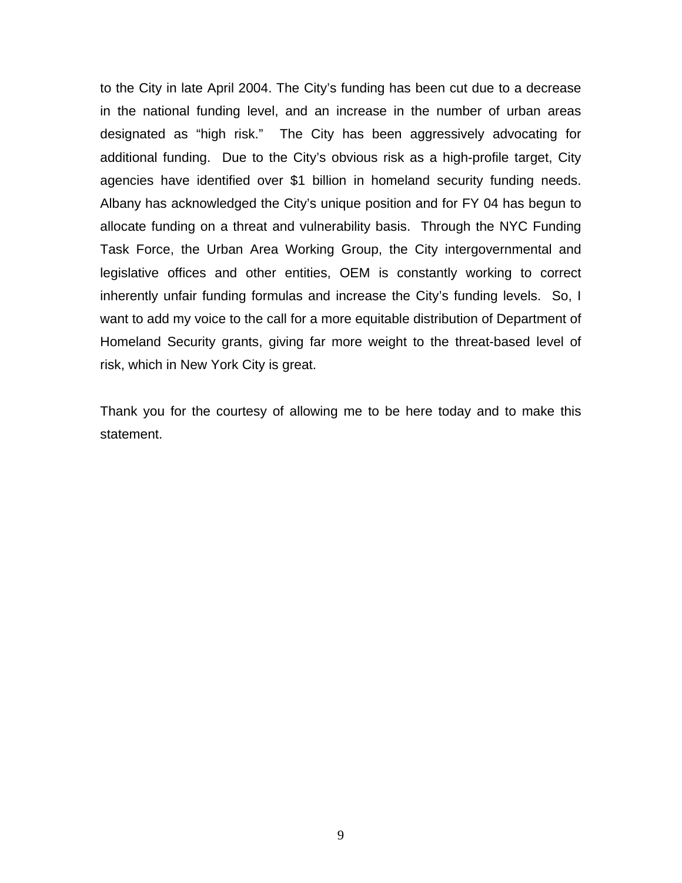to the City in late April 2004. The City's funding has been cut due to a decrease in the national funding level, and an increase in the number of urban areas designated as "high risk." The City has been aggressively advocating for additional funding. Due to the City's obvious risk as a high-profile target, City agencies have identified over $1 billion in homeland security funding needs. Albany has acknowledged the City's unique position and for FY 04 has begun to allocate funding on a threat and vulnerability basis. Through the NYC Funding Task Force, the Urban Area Working Group, the City intergovernmental and legislative offices and other entities, OEM is constantly working to correct inherently unfair funding formulas and increase the City's funding levels. So, I want to add my voice to the call for a more equitable distribution of Department of Homeland Security grants, giving far more weight to the threat-based level of risk, which in New York City is great.

Thank you for the courtesy of allowing me to be here today and to make this statement.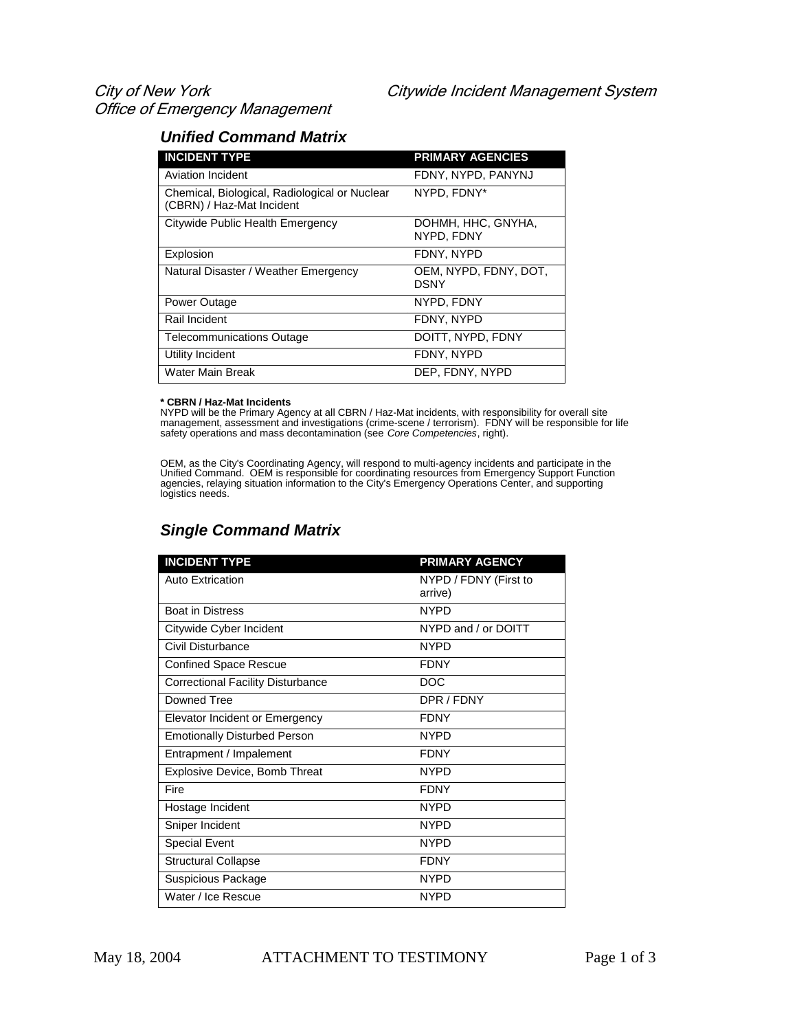City of New York
Office of Emergency Management

Citywide Incident Management System

## Unified Command Matrix

| INCIDENT TYPE | PRIMARY AGENCIES |
|---|---|
| Aviation Incident | FDNY, NYPD, PANYNJ |
| Chemical, Biological, Radiological or Nuclear (CBRN) / Haz-Mat Incident | NYPD, FDNY* |
| Citywide Public Health Emergency | DOHMH, HHC, GNYHA, NYPD, FDNY |
| Explosion | FDNY, NYPD |
| Natural Disaster / Weather Emergency | OEM, NYPD, FDNY, DOT, DSNY |
| Power Outage | NYPD, FDNY |
| Rail Incident | FDNY, NYPD |
| Telecommunications Outage | DOITT, NYPD, FDNY |
| Utility Incident | FDNY, NYPD |
| Water Main Break | DEP, FDNY, NYPD |

**\* CBRN / Haz-Mat Incidents**
NYPD will be the Primary Agency at all CBRN / Haz-Mat incidents, with responsibility for overall site management, assessment and investigations (crime-scene / terrorism). FDNY will be responsible for life safety operations and mass decontamination (see *Core Competencies*, right).

OEM, as the City's Coordinating Agency, will respond to multi-agency incidents and participate in the Unified Command. OEM is responsible for coordinating resources from Emergency Support Function agencies, relaying situation information to the City's Emergency Operations Center, and supporting logistics needs.

## Single Command Matrix

| INCIDENT TYPE | PRIMARY AGENCY |
|---|---|
| Auto Extrication | NYPD / FDNY (First to arrive) |
| Boat in Distress | NYPD |
| Citywide Cyber Incident | NYPD and / or DOITT |
| Civil Disturbance | NYPD |
| Confined Space Rescue | FDNY |
| Correctional Facility Disturbance | DOC |
| Downed Tree | DPR / FDNY |
| Elevator Incident or Emergency | FDNY |
| Emotionally Disturbed Person | NYPD |
| Entrapment / Impalement | FDNY |
| Explosive Device, Bomb Threat | NYPD |
| Fire | FDNY |
| Hostage Incident | NYPD |
| Sniper Incident | NYPD |
| Special Event | NYPD |
| Structural Collapse | FDNY |
| Suspicious Package | NYPD |
| Water / Ice Rescue | NYPD |

May 18, 2004 ATTACHMENT TO TESTIMONY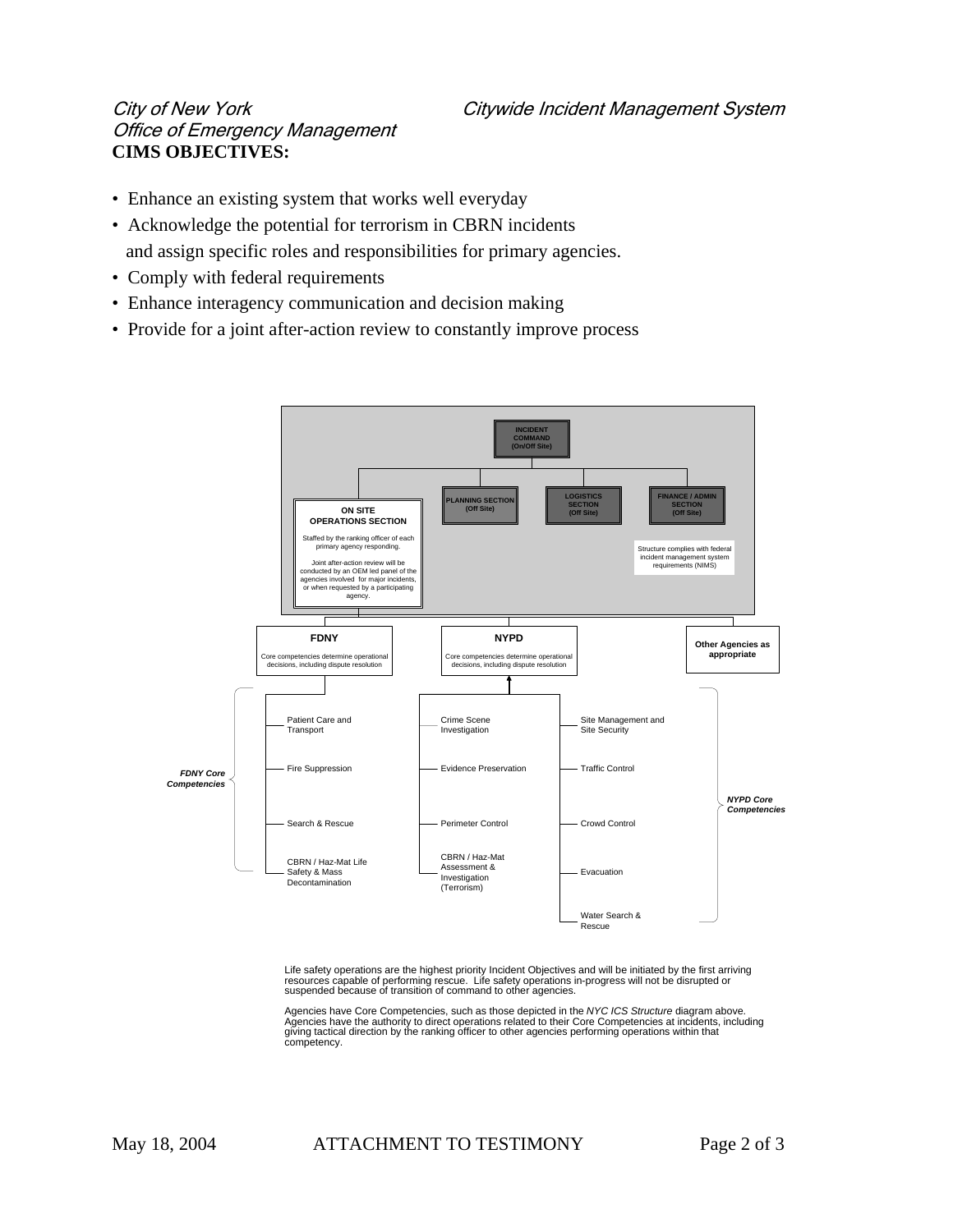City of New York
Office of Emergency Management

Citywide Incident Management System

**CIMS OBJECTIVES:**

- Enhance an existing system that works well everyday
- Acknowledge the potential for terrorism in CBRN incidents and assign specific roles and responsibilities for primary agencies.
- Comply with federal requirements
- Enhance interagency communication and decision making
- Provide for a joint after-action review to constantly improve process

INCIDENT COMMAND (On/Off Site)

ON SITE OPERATIONS SECTION

Staffed by the ranking officer of each primary agency responding.

Joint after-action review will be conducted by an OEM led panel of the agencies involved for major incidents, or when requested by a participating agency.

PLANNING SECTION (Off Site)

LOGISTICS SECTION (Off Site)

FINANCE / ADMIN SECTION (Off Site)

Structure complies with federal incident management system requirements (NIMS)

**FDNY**

Core competencies determine operational decisions, including dispute resolution

**NYPD**

Core competencies determine operational decisions, including dispute resolution

**Other Agencies as appropriate**

***FDNY Core Competencies***

- Patient Care and Transport
- Fire Suppression
- Search & Rescue
- CBRN / Haz-Mat Life Safety & Mass Decontamination

***NYPD Core Competencies***

- Crime Scene Investigation
- Evidence Preservation
- Perimeter Control
- CBRN / Haz-Mat Assessment & Investigation (Terrorism)
- Site Management and Site Security
- Traffic Control
- Crowd Control
- Evacuation
- Water Search & Rescue

Life safety operations are the highest priority Incident Objectives and will be initiated by the first arriving resources capable of performing rescue. Life safety operations in-progress will not be disrupted or suspended because of transition of command to other agencies.

Agencies have Core Competencies, such as those depicted in the *NYC ICS Structure* diagram above. Agencies have the authority to direct operations related to their Core Competencies at incidents, including giving tactical direction by the ranking officer to other agencies performing operations within that competency.

May 18, 2004 ATTACHMENT TO TESTIMONY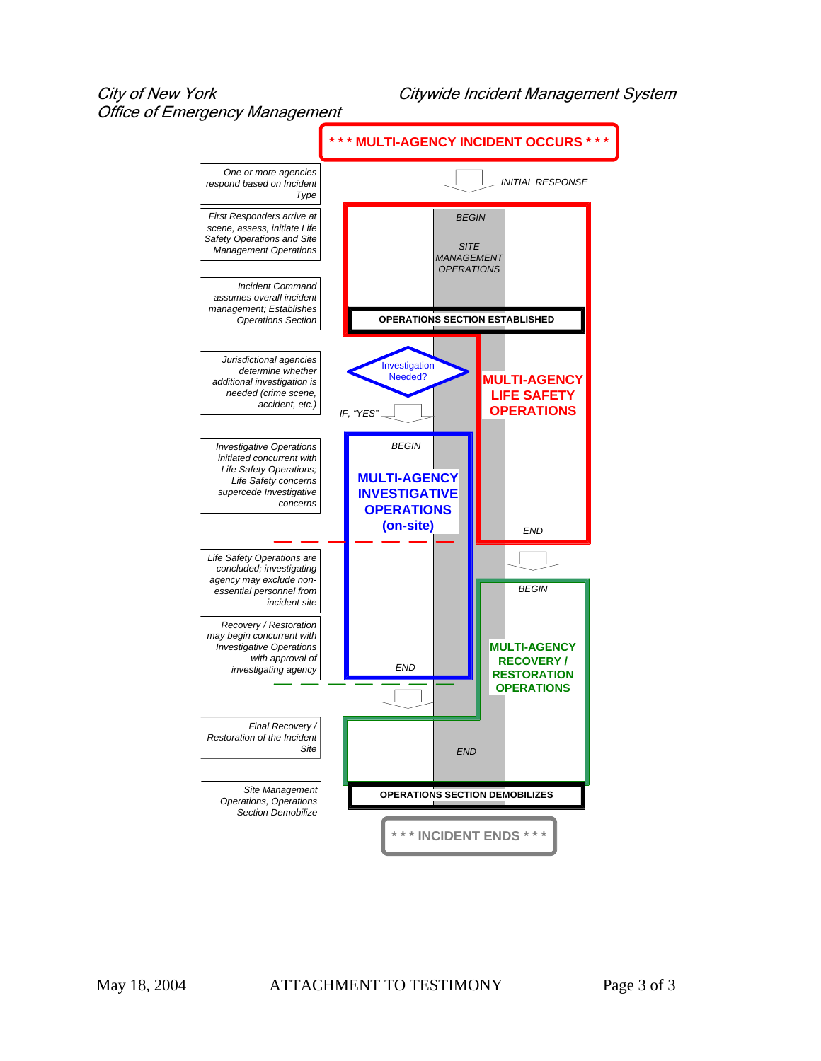City of New York
Office of Emergency Management

Citywide Incident Management System

*** MULTI-AGENCY INCIDENT OCCURS ***

INITIAL RESPONSE

One or more agencies respond based on Incident Type

First Responders arrive at scene, assess, initiate Life Safety Operations and Site Management Operations

BEGIN

SITE MANAGEMENT OPERATIONS

Incident Command assumes overall incident management; Establishes Operations Section

OPERATIONS SECTION ESTABLISHED

Jurisdictional agencies determine whether additional investigation is needed (crime scene, accident, etc.)

Investigation Needed?

IF, "YES"

MULTI-AGENCY LIFE SAFETY OPERATIONS

Investigative Operations initiated concurrent with Life Safety Operations; Life Safety concerns supercede Investigative concerns

BEGIN

MULTI-AGENCY INVESTIGATIVE OPERATIONS (on-site)

END

Life Safety Operations are concluded; investigating agency may exclude non-essential personnel from incident site

BEGIN

Recovery / Restoration may begin concurrent with Investigative Operations with approval of investigating agency

MULTI-AGENCY RECOVERY / RESTORATION OPERATIONS

END

Final Recovery / Restoration of the Incident Site

END

Site Management Operations, Operations Section Demobilize

OPERATIONS SECTION DEMOBILIZES

*** INCIDENT ENDS ***

May 18, 2004 ATTACHMENT TO TESTIMONY